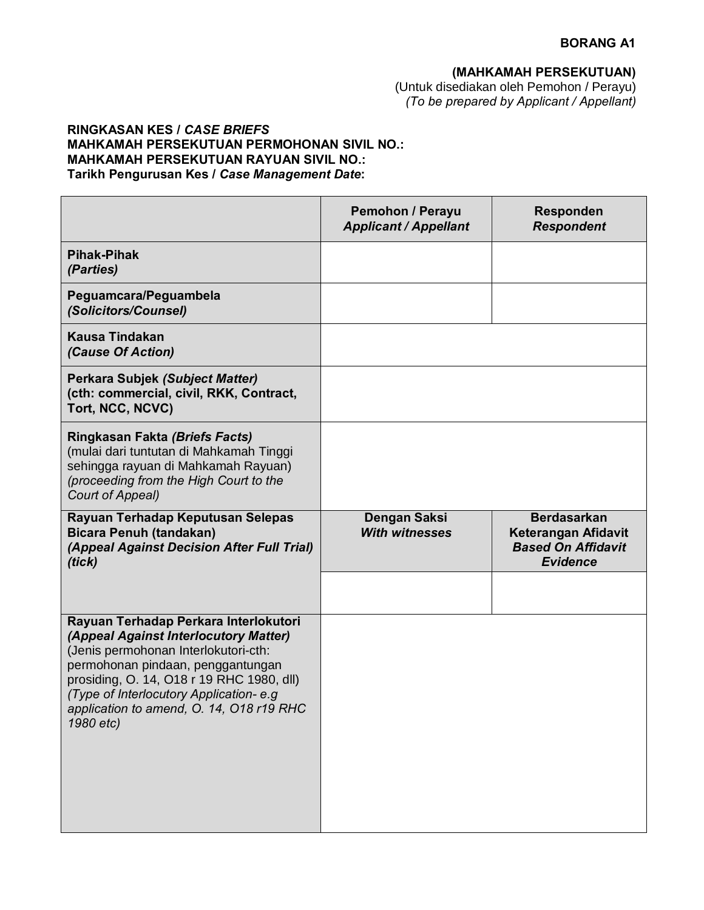**BORANG A1**

**(MAHKAMAH PERSEKUTUAN)**
(Untuk disediakan oleh Pemohon / Perayu)
*(To be prepared by Applicant / Appellant)*

**RINGKASAN KES / *CASE BRIEFS***
**MAHKAMAH PERSEKUTUAN PERMOHONAN SIVIL NO.:**
**MAHKAMAH PERSEKUTUAN RAYUAN SIVIL NO.:**
**Tarikh Pengurusan Kes / *Case Management Date*:**

| | **Pemohon / Perayu** ***Applicant / Appellant*** | **Responden** ***Respondent*** |
|---|---|---|
| **Pihak-Pihak** ***(Parties)*** | | |
| **Peguamcara/Peguambela** ***(Solicitors/Counsel)*** | | |
| **Kausa Tindakan** ***(Cause Of Action)*** | | |
| **Perkara Subjek *(Subject Matter)*** **(cth: commercial, civil, RKK, Contract, Tort, NCC, NCVC)** | | |
| **Ringkasan Fakta *(Briefs Facts)*** (mulai dari tuntutan di Mahkamah Tinggi sehingga rayuan di Mahkamah Rayuan) *(proceeding from the High Court to the Court of Appeal)* | | |
| **Rayuan Terhadap Keputusan Selepas Bicara Penuh (tandakan)** ***(Appeal Against Decision After Full Trial) (tick)*** | **Dengan Saksi** ***With witnesses*** | **Berdasarkan Keterangan Afidavit** ***Based On Affidavit Evidence*** |
| | | |
| **Rayuan Terhadap Perkara Interlokutori** ***(Appeal Against Interlocutory Matter)*** (Jenis permohonan Interlokutori-cth: permohonan pindaan, penggantungan prosiding, O. 14, O18 r 19 RHC 1980, dll) *(Type of Interlocutory Application- e.g application to amend, O. 14, O18 r19 RHC 1980 etc)* | | |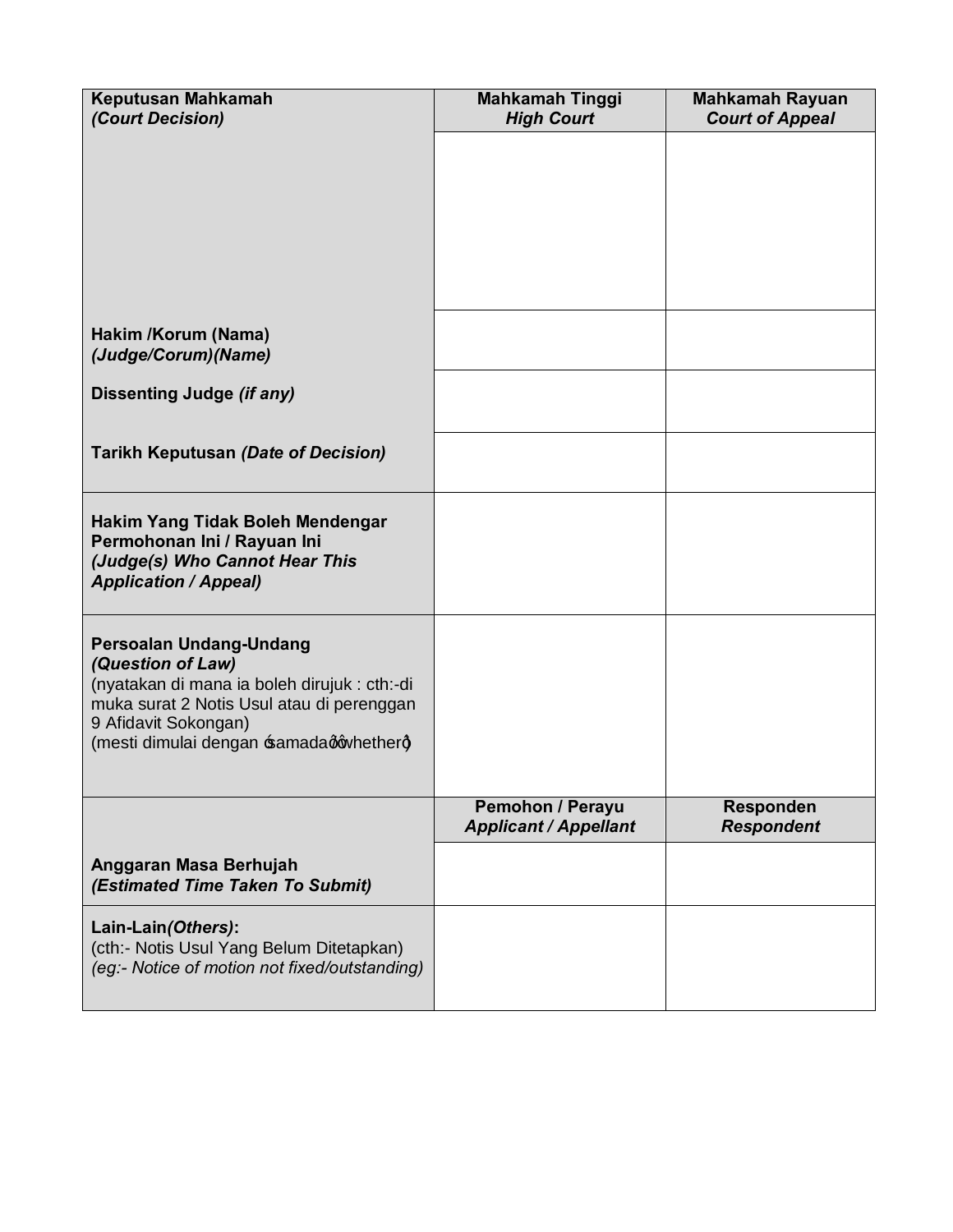| **Keputusan Mahkamah** *(Court Decision)* | **Mahkamah Tinggi** ***High Court*** | **Mahkamah Rayuan** ***Court of Appeal*** |
|---|---|---|
| | | |
| **Hakim /Korum (Nama)** ***(Judge/Corum)(Name)*** | | |
| **Dissenting Judge** ***(if any)*** | | |
| **Tarikh Keputusan** ***(Date of Decision)*** | | |
| **Hakim Yang Tidak Boleh Mendengar Permohonan Ini / Rayuan Ini** ***(Judge(s) Who Cannot Hear This Application / Appeal)*** | | |
| **Persoalan Undang-Undang** ***(Question of Law)*** (nyatakan di mana ia boleh dirujuk : cth:-di muka surat 2 Notis Usul atau di perenggan 9 Afidavit Sokongan) (mesti dimulai dengan "samada" / "whether") | | |
| | **Pemohon / Perayu** ***Applicant / Appellant*** | **Responden** ***Respondent*** |
| **Anggaran Masa Berhujah** ***(Estimated Time Taken To Submit)*** | | |
| **Lain-Lain*(Others)*:** (cth:- Notis Usul Yang Belum Ditetapkan) *(eg:- Notice of motion not fixed/outstanding)* | | |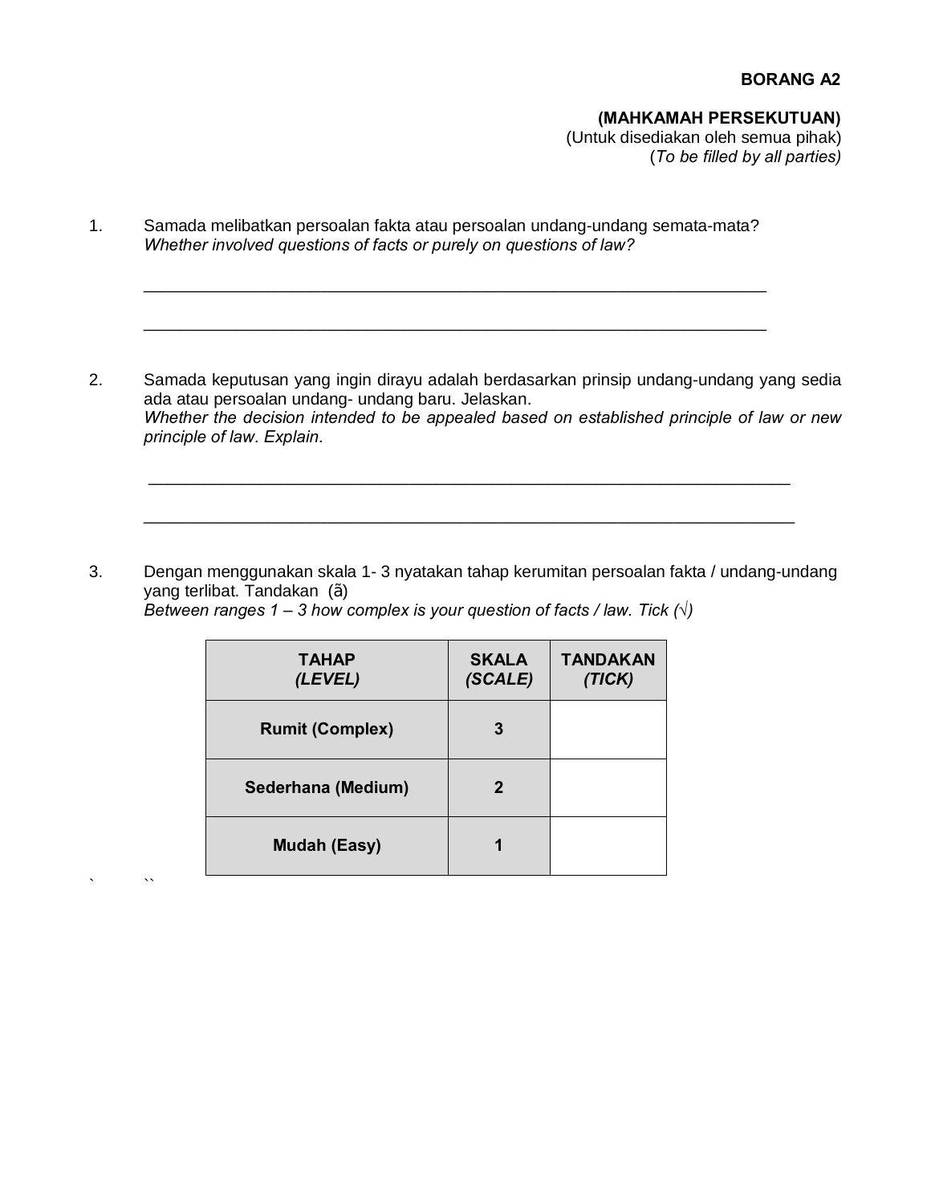**BORANG A2**

**(MAHKAMAH PERSEKUTUAN)**
(Untuk disediakan oleh semua pihak)
(*To be filled by all parties)*

1. Samada melibatkan persoalan fakta atau persoalan undang-undang semata-mata?
*Whether involved questions of facts or purely on questions of law?*

______________________________________________________________________

______________________________________________________________________

2. Samada keputusan yang ingin dirayu adalah berdasarkan prinsip undang-undang yang sedia ada atau persoalan undang- undang baru. Jelaskan.
*Whether the decision intended to be appealed based on established principle of law or new principle of law. Explain.*

______________________________________________________________________

______________________________________________________________________

3. Dengan menggunakan skala 1- 3 nyatakan tahap kerumitan persoalan fakta / undang-undang yang terlibat. Tandakan (ã)
*Between ranges 1 – 3 how complex is your question of facts / law. Tick (√)*

| **TAHAP** *(LEVEL)* | **SKALA** *(SCALE)* | **TANDAKAN** *(TICK)* |
|---|---|---|
| **Rumit (Complex)** | **3** | |
| **Sederhana (Medium)** | **2** | |
| **Mudah (Easy)** | **1** | |

` ``